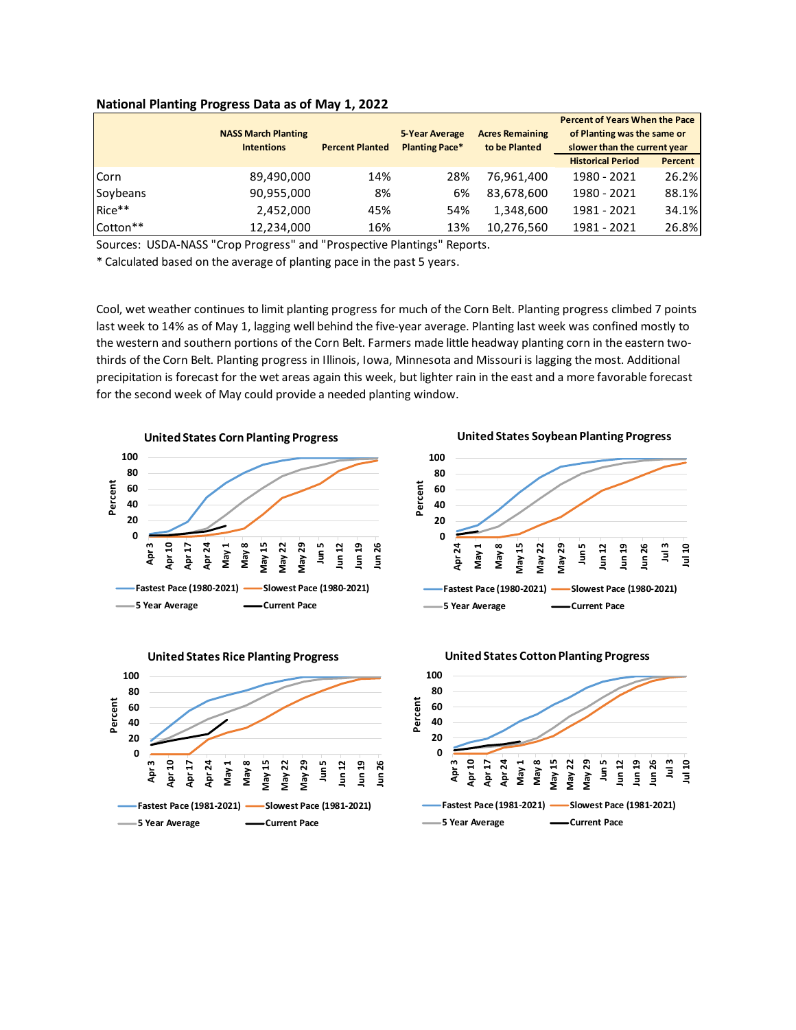**National Planting Progress Data as of May 1, 2022**

| | NASS March Planting Intentions | Percent Planted | 5-Year Average Planting Pace* | Acres Remaining to be Planted | Percent of Years When the Pace of Planting was the same or slower than the current year | |
|---|---|---|---|---|---|---|
| | | | | | Historical Period | Percent |
| Corn | 89,490,000 | 14% | 28% | 76,961,400 | 1980 - 2021 | 26.2% |
| Soybeans | 90,955,000 | 8% | 6% | 83,678,600 | 1980 - 2021 | 88.1% |
| Rice** | 2,452,000 | 45% | 54% | 1,348,600 | 1981 - 2021 | 34.1% |
| Cotton** | 12,234,000 | 16% | 13% | 10,276,560 | 1981 - 2021 | 26.8% |

Sources: USDA-NASS "Crop Progress" and "Prospective Plantings" Reports.

* Calculated based on the average of planting pace in the past 5 years.

Cool, wet weather continues to limit planting progress for much of the Corn Belt. Planting progress climbed 7 points last week to 14% as of May 1, lagging well behind the five-year average. Planting last week was confined mostly to the western and southern portions of the Corn Belt. Farmers made little headway planting corn in the eastern two-thirds of the Corn Belt. Planting progress in Illinois, Iowa, Minnesota and Missouri is lagging the most. Additional precipitation is forecast for the wet areas again this week, but lighter rain in the east and a more favorable forecast for the second week of May could provide a needed planting window.

**United States Corn Planting Progress**

Legend: Fastest Pace (1980-2021), Slowest Pace (1980-2021), 5 Year Average, Current Pace

**United States Soybean Planting Progress**

Legend: Fastest Pace (1980-2021), Slowest Pace (1980-2021), 5 Year Average, Current Pace

**United States Rice Planting Progress**

Legend: Fastest Pace (1981-2021), Slowest Pace (1981-2021), 5 Year Average, Current Pace

**United States Cotton Planting Progress**

Legend: Fastest Pace (1981-2021), Slowest Pace (1981-2021), 5 Year Average, Current Pace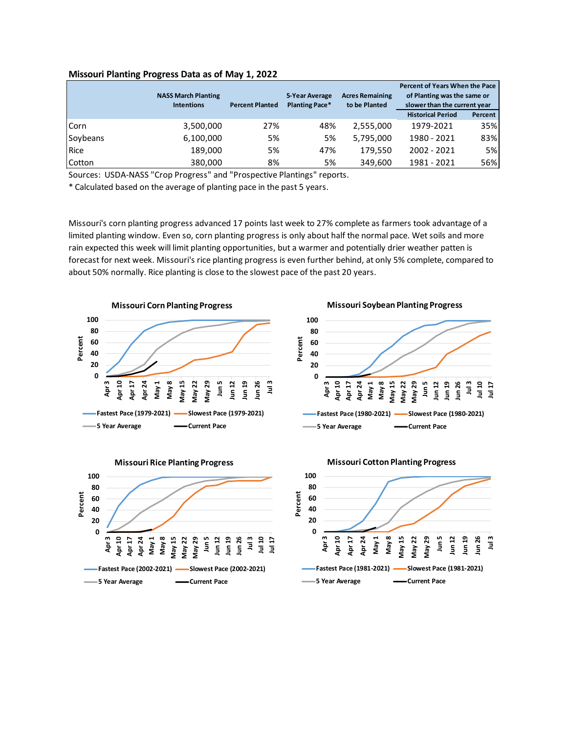**Missouri Planting Progress Data as of May 1, 2022**

| | NASS March Planting Intentions | Percent Planted | 5-Year Average Planting Pace* | Acres Remaining to be Planted | Percent of Years When the Pace of Planting was the same or slower than the current year | |
|---|---|---|---|---|---|---|
| | | | | | Historical Period | Percent |
| Corn | 3,500,000 | 27% | 48% | 2,555,000 | 1979-2021 | 35% |
| Soybeans | 6,100,000 | 5% | 5% | 5,795,000 | 1980 - 2021 | 83% |
| Rice | 189,000 | 5% | 47% | 179,550 | 2002 - 2021 | 5% |
| Cotton | 380,000 | 8% | 5% | 349,600 | 1981 - 2021 | 56% |

Sources: USDA-NASS "Crop Progress" and "Prospective Plantings" reports.

* Calculated based on the average of planting pace in the past 5 years.

Missouri's corn planting progress advanced 17 points last week to 27% complete as farmers took advantage of a limited planting window. Even so, corn planting progress is only about half the normal pace. Wet soils and more rain expected this week will limit planting opportunities, but a warmer and potentially drier weather patten is forecast for next week. Missouri's rice planting progress is even further behind, at only 5% complete, compared to about 50% normally. Rice planting is close to the slowest pace of the past 20 years.

Missouri Corn Planting Progress

Percent

0
20
40
60
80
100

Apr 3
Apr 10
Apr 17
Apr 24
May 1
May 8
May 15
May 22
May 29
Jun 5
Jun 12
Jun 19
Jun 26
Jul 3

Fastest Pace (1979-2021)
Slowest Pace (1979-2021)
5 Year Average
Current Pace

Missouri Soybean Planting Progress

Percent

0
20
40
60
80
100

Apr 3
Apr 10
Apr 17
Apr 24
May 1
May 8
May 15
May 22
May 29
Jun 5
Jun 12
Jun 19
Jun 26
Jul 3
Jul 10
Jul 17

Fastest Pace (1980-2021)
Slowest Pace (1980-2021)
5 Year Average
Current Pace

Missouri Rice Planting Progress

Percent

0
20
40
60
80
100

Apr 3
Apr 10
Apr 17
Apr 24
May 1
May 8
May 15
May 22
May 29
Jun 5
Jun 12
Jun 19
Jun 26
Jul 3
Jul 10
Jul 17

Fastest Pace (2002-2021)
Slowest Pace (2002-2021)
5 Year Average
Current Pace

Missouri Cotton Planting Progress

Percent

0
20
40
60
80
100

Apr 3
Apr 10
Apr 17
Apr 24
May 1
May 8
May 15
May 22
May 29
Jun 5
Jun 12
Jun 19
Jun 26
Jul 3

Fastest Pace (1981-2021)
Slowest Pace (1981-2021)
5 Year Average
Current Pace